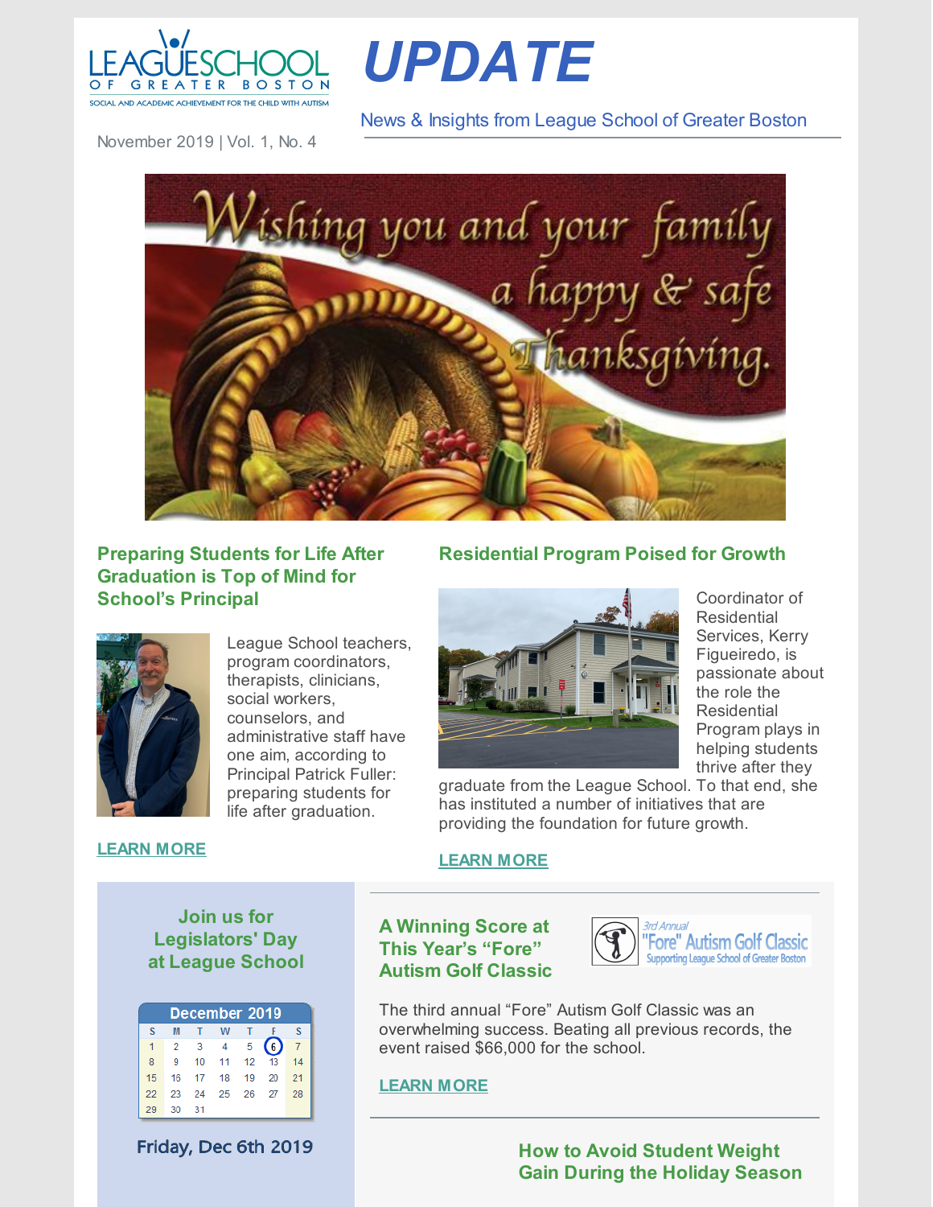LEAGUE SCHOOL OF GREATER BOSTON

SOCIAL AND ACADEMIC ACHIEVEMENT FOR THE CHILD WITH AUTISM

# UPDATE

News & Insights from League School of Greater Boston

November 2019 | Vol. 1, No. 4

Wishing you and your family a happy & safe Thanksgiving.

## Preparing Students for Life After Graduation is Top of Mind for School's Principal

League School teachers, program coordinators, therapists, clinicians, social workers, counselors, and administrative staff have one aim, according to Principal Patrick Fuller: preparing students for life after graduation.

LEARN MORE

## Residential Program Poised for Growth

Coordinator of Residential Services, Kerry Figueiredo, is passionate about the role the Residential Program plays in helping students thrive after they graduate from the League School. To that end, she has instituted a number of initiatives that are providing the foundation for future growth.

LEARN MORE

## Join us for Legislators' Day at League School

December 2019

| S | M | T | W | T | F | S |
|---|---|---|---|---|---|---|
| 1 | 2 | 3 | 4 | 5 | 6 | 7 |
| 8 | 9 | 10 | 11 | 12 | 13 | 14 |
| 15 | 16 | 17 | 18 | 19 | 20 | 21 |
| 22 | 23 | 24 | 25 | 26 | 27 | 28 |
| 29 | 30 | 31 | | | | |

Friday, Dec 6th 2019

## A Winning Score at This Year's "Fore" Autism Golf Classic

3rd Annual "Fore" Autism Golf Classic — Supporting League School of Greater Boston

The third annual "Fore" Autism Golf Classic was an overwhelming success. Beating all previous records, the event raised $66,000 for the school.

LEARN MORE

## How to Avoid Student Weight Gain During the Holiday Season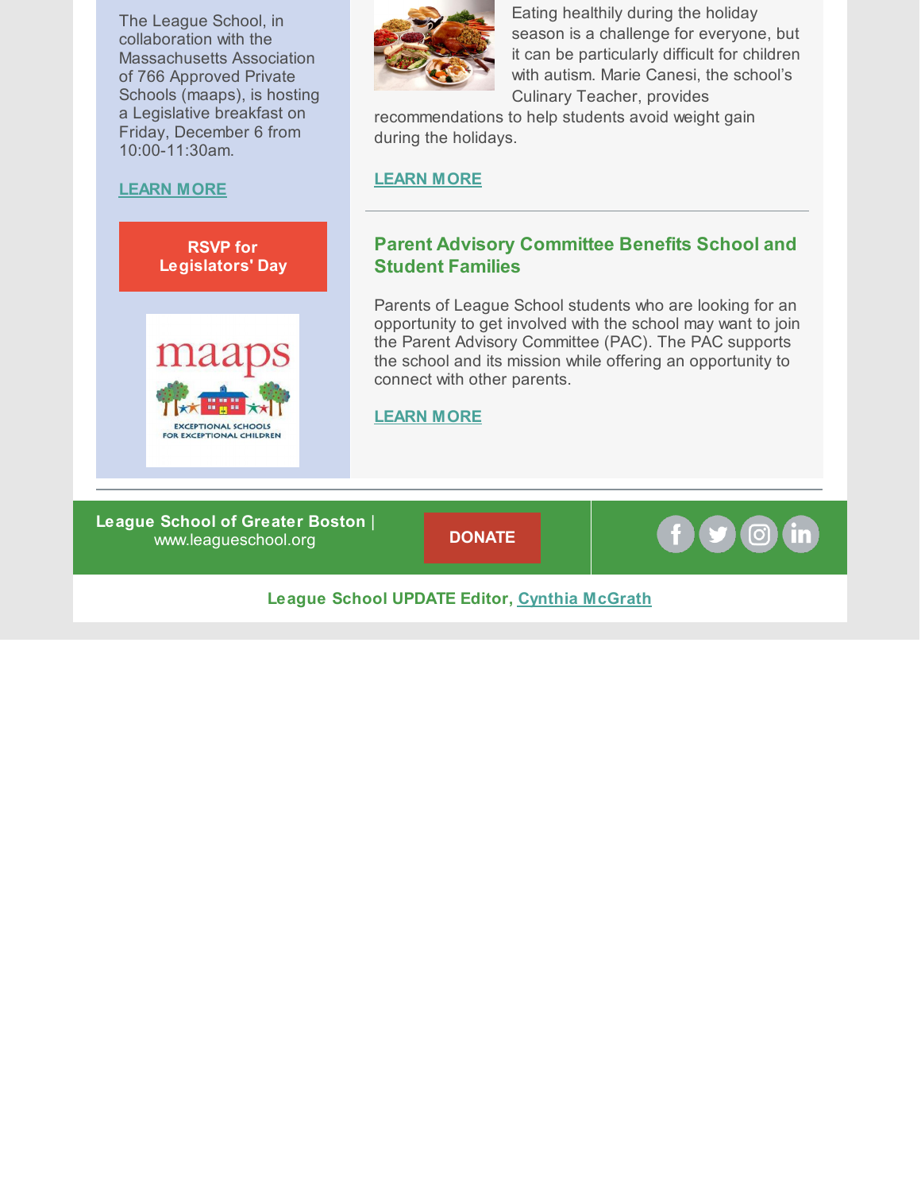The League School, in collaboration with the Massachusetts Association of 766 Approved Private Schools (maaps), is hosting a Legislative breakfast on Friday, December 6 from 10:00-11:30am.

**LEARN MORE**

**RSVP for Legislators' Day**

maaps

EXCEPTIONAL SCHOOLS FOR EXCEPTIONAL CHILDREN

Eating healthily during the holiday season is a challenge for everyone, but it can be particularly difficult for children with autism. Marie Canesi, the school's Culinary Teacher, provides recommendations to help students avoid weight gain during the holidays.

**LEARN MORE**

## Parent Advisory Committee Benefits School and Student Families

Parents of League School students who are looking for an opportunity to get involved with the school may want to join the Parent Advisory Committee (PAC). The PAC supports the school and its mission while offering an opportunity to connect with other parents.

**LEARN MORE**

**League School of Greater Boston** | www.leagueschool.org

**DONATE**

**League School UPDATE Editor, Cynthia McGrath**